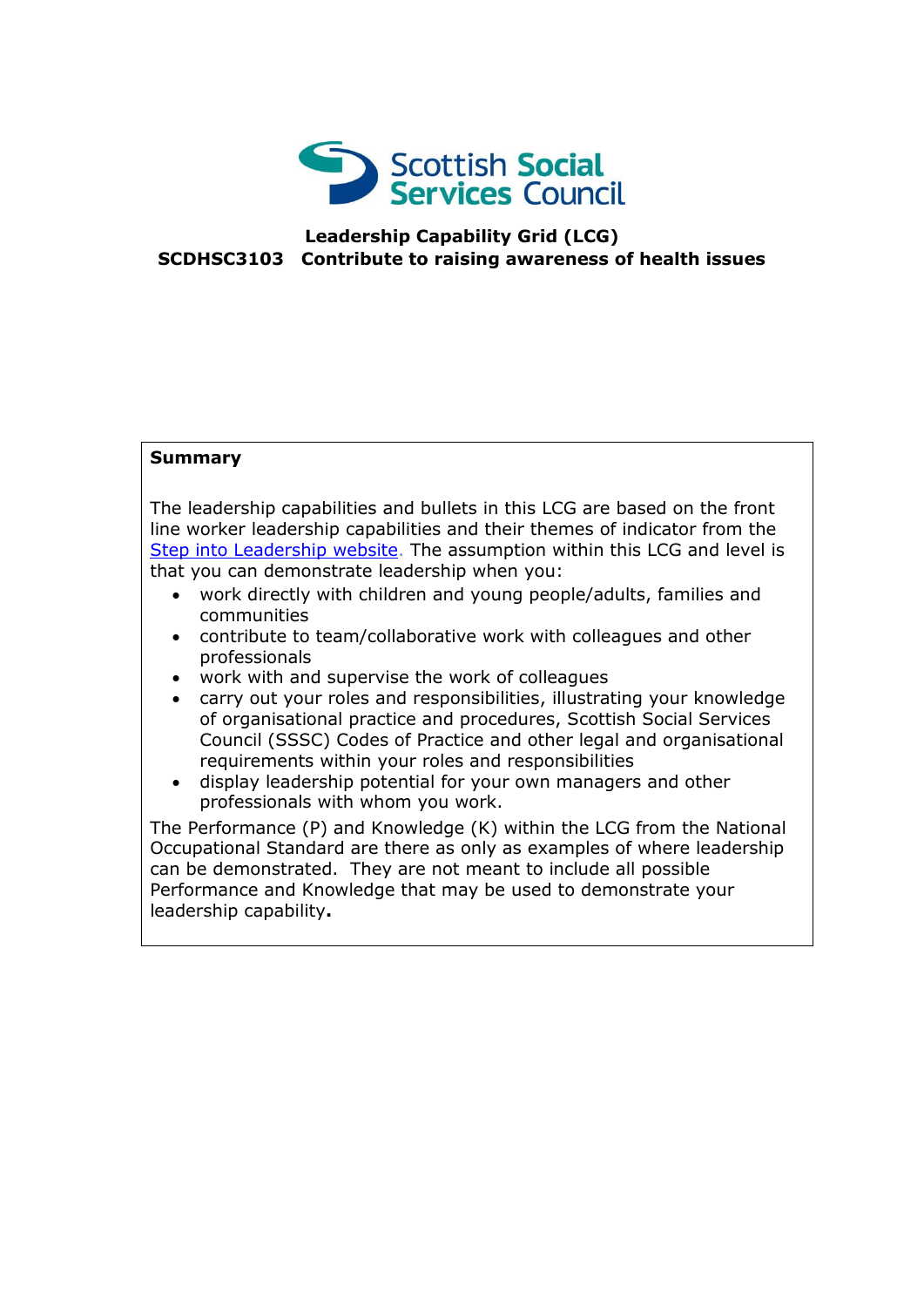Scottish Social Services Council

# Leadership Capability Grid (LCG)

## SCDHSC3103 Contribute to raising awareness of health issues

**Summary**

The leadership capabilities and bullets in this LCG are based on the front line worker leadership capabilities and their themes of indicator from the Step into Leadership website. The assumption within this LCG and level is that you can demonstrate leadership when you:

- work directly with children and young people/adults, families and communities
- contribute to team/collaborative work with colleagues and other professionals
- work with and supervise the work of colleagues
- carry out your roles and responsibilities, illustrating your knowledge of organisational practice and procedures, Scottish Social Services Council (SSSC) Codes of Practice and other legal and organisational requirements within your roles and responsibilities
- display leadership potential for your own managers and other professionals with whom you work.

The Performance (P) and Knowledge (K) within the LCG from the National Occupational Standard are there as only as examples of where leadership can be demonstrated. They are not meant to include all possible Performance and Knowledge that may be used to demonstrate your leadership capability**.**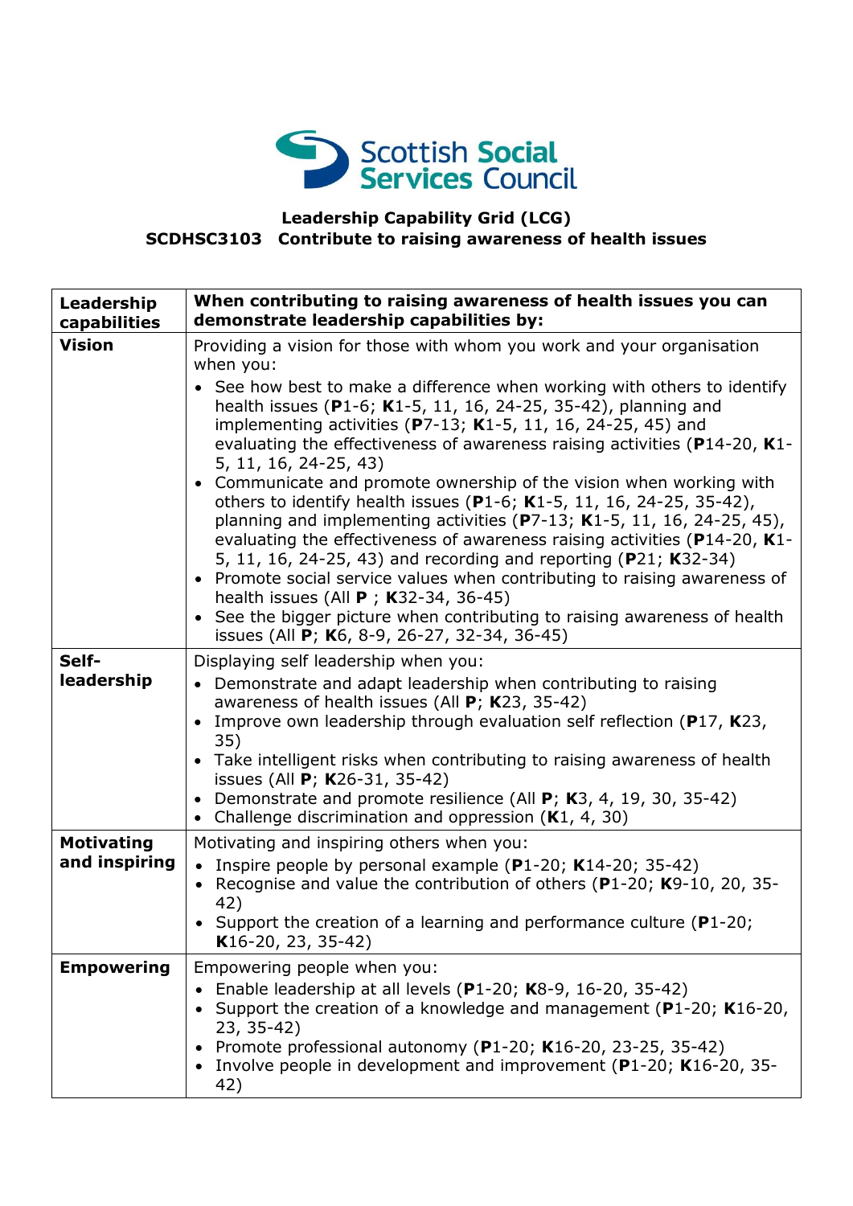Scottish Social Services Council

**Leadership Capability Grid (LCG)**
**SCDHSC3103 Contribute to raising awareness of health issues**

| Leadership capabilities | When contributing to raising awareness of health issues you can demonstrate leadership capabilities by: |
|---|---|
| **Vision** | Providing a vision for those with whom you work and your organisation when you:<br>• See how best to make a difference when working with others to identify health issues (**P**1-6; **K**1-5, 11, 16, 24-25, 35-42), planning and implementing activities (**P**7-13; **K**1-5, 11, 16, 24-25, 45) and evaluating the effectiveness of awareness raising activities (**P**14-20, **K**1-5, 11, 16, 24-25, 43)<br>• Communicate and promote ownership of the vision when working with others to identify health issues (**P**1-6; **K**1-5, 11, 16, 24-25, 35-42), planning and implementing activities (**P**7-13; **K**1-5, 11, 16, 24-25, 45), evaluating the effectiveness of awareness raising activities (**P**14-20, **K**1-5, 11, 16, 24-25, 43) and recording and reporting (**P**21; **K**32-34)<br>• Promote social service values when contributing to raising awareness of health issues (All **P** ; **K**32-34, 36-45)<br>• See the bigger picture when contributing to raising awareness of health issues (All **P**; **K**6, 8-9, 26-27, 32-34, 36-45) |
| **Self-leadership** | Displaying self leadership when you:<br>• Demonstrate and adapt leadership when contributing to raising awareness of health issues (All **P**; **K**23, 35-42)<br>• Improve own leadership through evaluation self reflection (**P**17, **K**23, 35)<br>• Take intelligent risks when contributing to raising awareness of health issues (All **P**; **K**26-31, 35-42)<br>• Demonstrate and promote resilience (All **P**; **K**3, 4, 19, 30, 35-42)<br>• Challenge discrimination and oppression (**K**1, 4, 30) |
| **Motivating and inspiring** | Motivating and inspiring others when you:<br>• Inspire people by personal example (**P**1-20; **K**14-20; 35-42)<br>• Recognise and value the contribution of others (**P**1-20; **K**9-10, 20, 35-42)<br>• Support the creation of a learning and performance culture (**P**1-20; **K**16-20, 23, 35-42) |
| **Empowering** | Empowering people when you:<br>• Enable leadership at all levels (**P**1-20; **K**8-9, 16-20, 35-42)<br>• Support the creation of a knowledge and management (**P**1-20; **K**16-20, 23, 35-42)<br>• Promote professional autonomy (**P**1-20; **K**16-20, 23-25, 35-42)<br>• Involve people in development and improvement (**P**1-20; **K**16-20, 35-42) |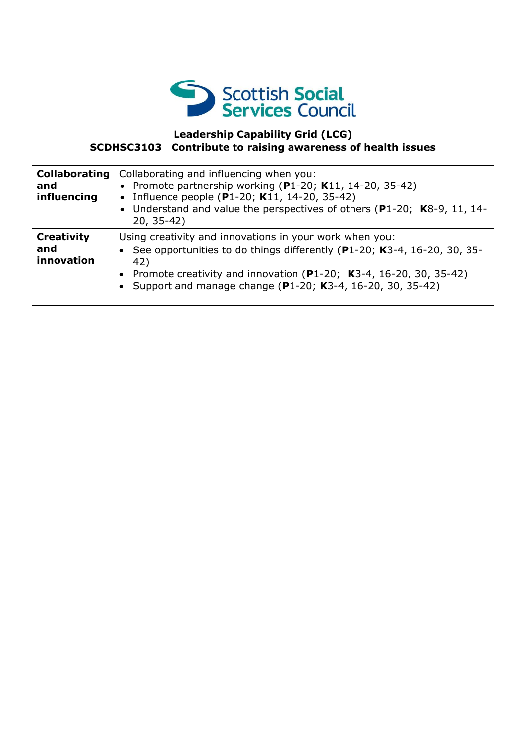Scottish Social Services Council

**Leadership Capability Grid (LCG)**
**SCDHSC3103 Contribute to raising awareness of health issues**

| | |
|---|---|
| **Collaborating and influencing** | Collaborating and influencing when you:<br>• Promote partnership working (**P**1-20; **K**11, 14-20, 35-42)<br>• Influence people (**P**1-20; **K**11, 14-20, 35-42)<br>• Understand and value the perspectives of others (**P**1-20; **K**8-9, 11, 14-20, 35-42) |
| **Creativity and innovation** | Using creativity and innovations in your work when you:<br>• See opportunities to do things differently (**P**1-20; **K**3-4, 16-20, 30, 35-42)<br>• Promote creativity and innovation (**P**1-20; **K**3-4, 16-20, 30, 35-42)<br>• Support and manage change (**P**1-20; **K**3-4, 16-20, 30, 35-42) |